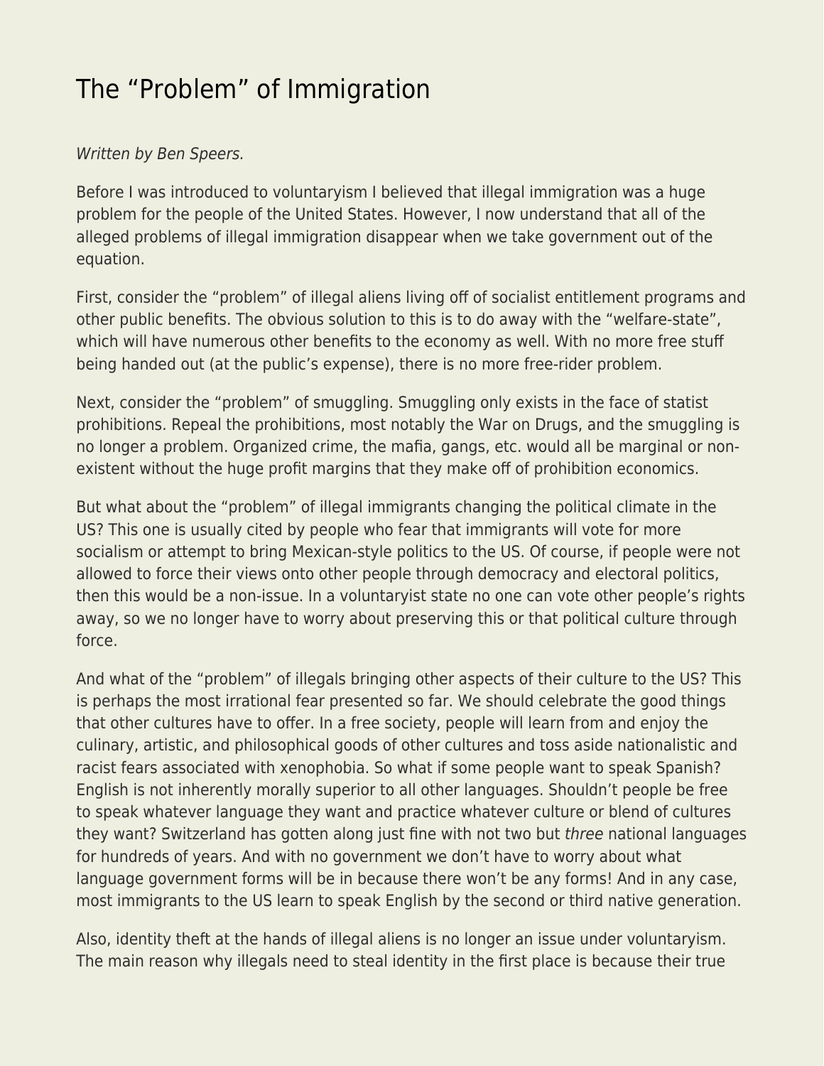# The "Problem" of Immigration

*Written by Ben Speers.*

Before I was introduced to voluntaryism I believed that illegal immigration was a huge problem for the people of the United States. However, I now understand that all of the alleged problems of illegal immigration disappear when we take government out of the equation.

First, consider the "problem" of illegal aliens living off of socialist entitlement programs and other public benefits. The obvious solution to this is to do away with the "welfare-state", which will have numerous other benefits to the economy as well. With no more free stuff being handed out (at the public's expense), there is no more free-rider problem.

Next, consider the "problem" of smuggling. Smuggling only exists in the face of statist prohibitions. Repeal the prohibitions, most notably the War on Drugs, and the smuggling is no longer a problem. Organized crime, the mafia, gangs, etc. would all be marginal or non-existent without the huge profit margins that they make off of prohibition economics.

But what about the "problem" of illegal immigrants changing the political climate in the US? This one is usually cited by people who fear that immigrants will vote for more socialism or attempt to bring Mexican-style politics to the US. Of course, if people were not allowed to force their views onto other people through democracy and electoral politics, then this would be a non-issue. In a voluntaryist state no one can vote other people's rights away, so we no longer have to worry about preserving this or that political culture through force.

And what of the "problem" of illegals bringing other aspects of their culture to the US? This is perhaps the most irrational fear presented so far. We should celebrate the good things that other cultures have to offer. In a free society, people will learn from and enjoy the culinary, artistic, and philosophical goods of other cultures and toss aside nationalistic and racist fears associated with xenophobia. So what if some people want to speak Spanish? English is not inherently morally superior to all other languages. Shouldn't people be free to speak whatever language they want and practice whatever culture or blend of cultures they want? Switzerland has gotten along just fine with not two but *three* national languages for hundreds of years. And with no government we don't have to worry about what language government forms will be in because there won't be any forms! And in any case, most immigrants to the US learn to speak English by the second or third native generation.

Also, identity theft at the hands of illegal aliens is no longer an issue under voluntaryism. The main reason why illegals need to steal identity in the first place is because their true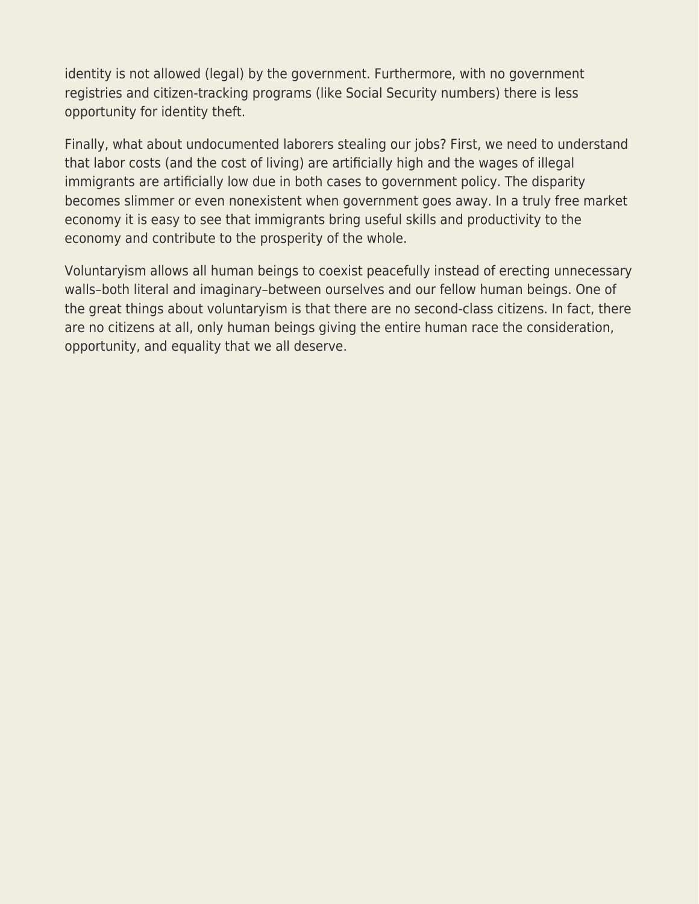identity is not allowed (legal) by the government. Furthermore, with no government registries and citizen-tracking programs (like Social Security numbers) there is less opportunity for identity theft.

Finally, what about undocumented laborers stealing our jobs? First, we need to understand that labor costs (and the cost of living) are artificially high and the wages of illegal immigrants are artificially low due in both cases to government policy. The disparity becomes slimmer or even nonexistent when government goes away. In a truly free market economy it is easy to see that immigrants bring useful skills and productivity to the economy and contribute to the prosperity of the whole.

Voluntaryism allows all human beings to coexist peacefully instead of erecting unnecessary walls–both literal and imaginary–between ourselves and our fellow human beings. One of the great things about voluntaryism is that there are no second-class citizens. In fact, there are no citizens at all, only human beings giving the entire human race the consideration, opportunity, and equality that we all deserve.